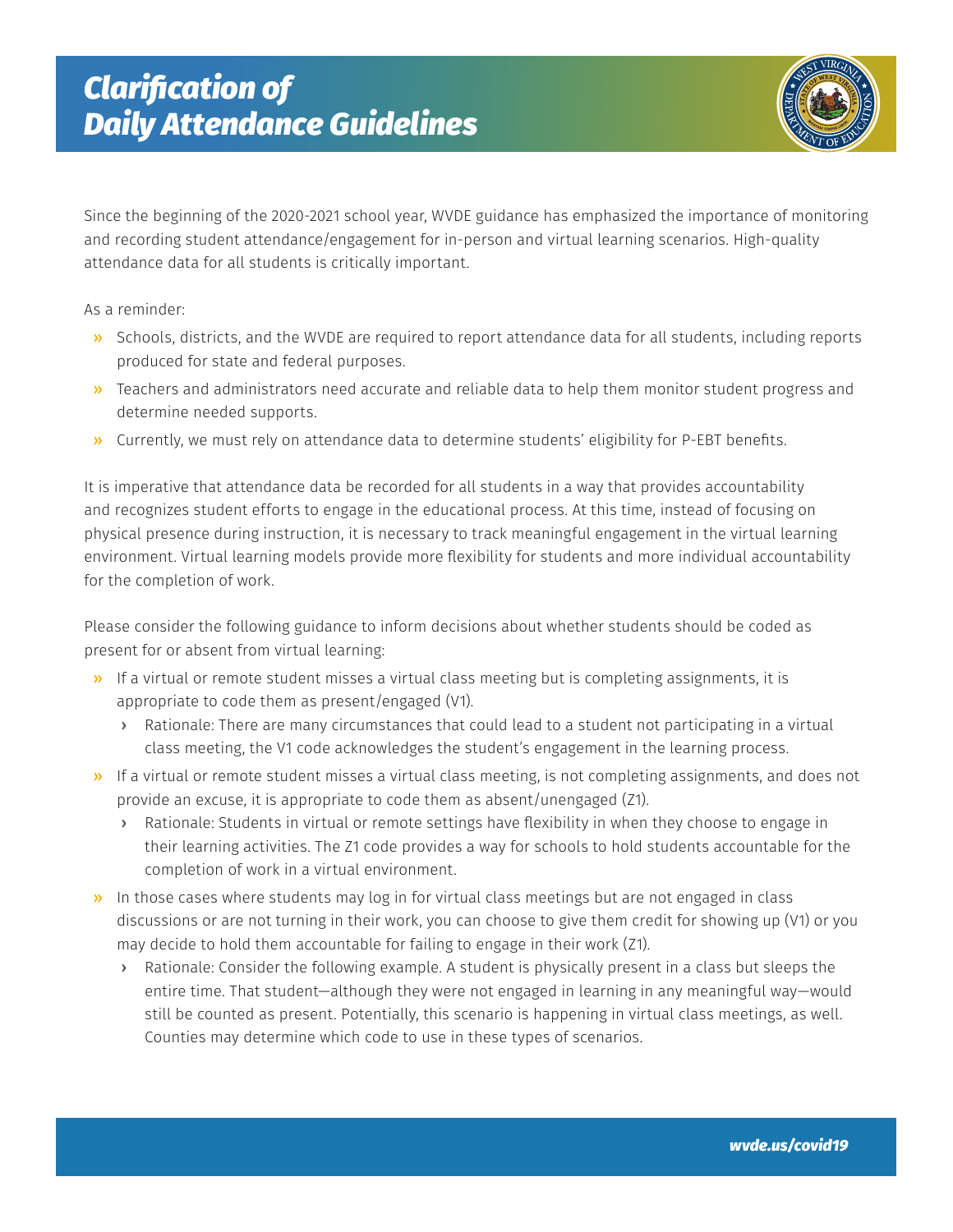# *Clarification of Daily Attendance Guidelines*

Since the beginning of the 2020-2021 school year, WVDE guidance has emphasized the importance of monitoring and recording student attendance/engagement for in-person and virtual learning scenarios. High-quality attendance data for all students is critically important.

As a reminder:

- Schools, districts, and the WVDE are required to report attendance data for all students, including reports produced for state and federal purposes.
- Teachers and administrators need accurate and reliable data to help them monitor student progress and determine needed supports.
- Currently, we must rely on attendance data to determine students' eligibility for P-EBT benefits.

It is imperative that attendance data be recorded for all students in a way that provides accountability and recognizes student efforts to engage in the educational process. At this time, instead of focusing on physical presence during instruction, it is necessary to track meaningful engagement in the virtual learning environment. Virtual learning models provide more flexibility for students and more individual accountability for the completion of work.

Please consider the following guidance to inform decisions about whether students should be coded as present for or absent from virtual learning:

- If a virtual or remote student misses a virtual class meeting but is completing assignments, it is appropriate to code them as present/engaged (V1).
  - Rationale: There are many circumstances that could lead to a student not participating in a virtual class meeting, the V1 code acknowledges the student's engagement in the learning process.
- If a virtual or remote student misses a virtual class meeting, is not completing assignments, and does not provide an excuse, it is appropriate to code them as absent/unengaged (Z1).
  - Rationale: Students in virtual or remote settings have flexibility in when they choose to engage in their learning activities. The Z1 code provides a way for schools to hold students accountable for the completion of work in a virtual environment.
- In those cases where students may log in for virtual class meetings but are not engaged in class discussions or are not turning in their work, you can choose to give them credit for showing up (V1) or you may decide to hold them accountable for failing to engage in their work (Z1).
  - Rationale: Consider the following example. A student is physically present in a class but sleeps the entire time. That student—although they were not engaged in learning in any meaningful way—would still be counted as present. Potentially, this scenario is happening in virtual class meetings, as well. Counties may determine which code to use in these types of scenarios.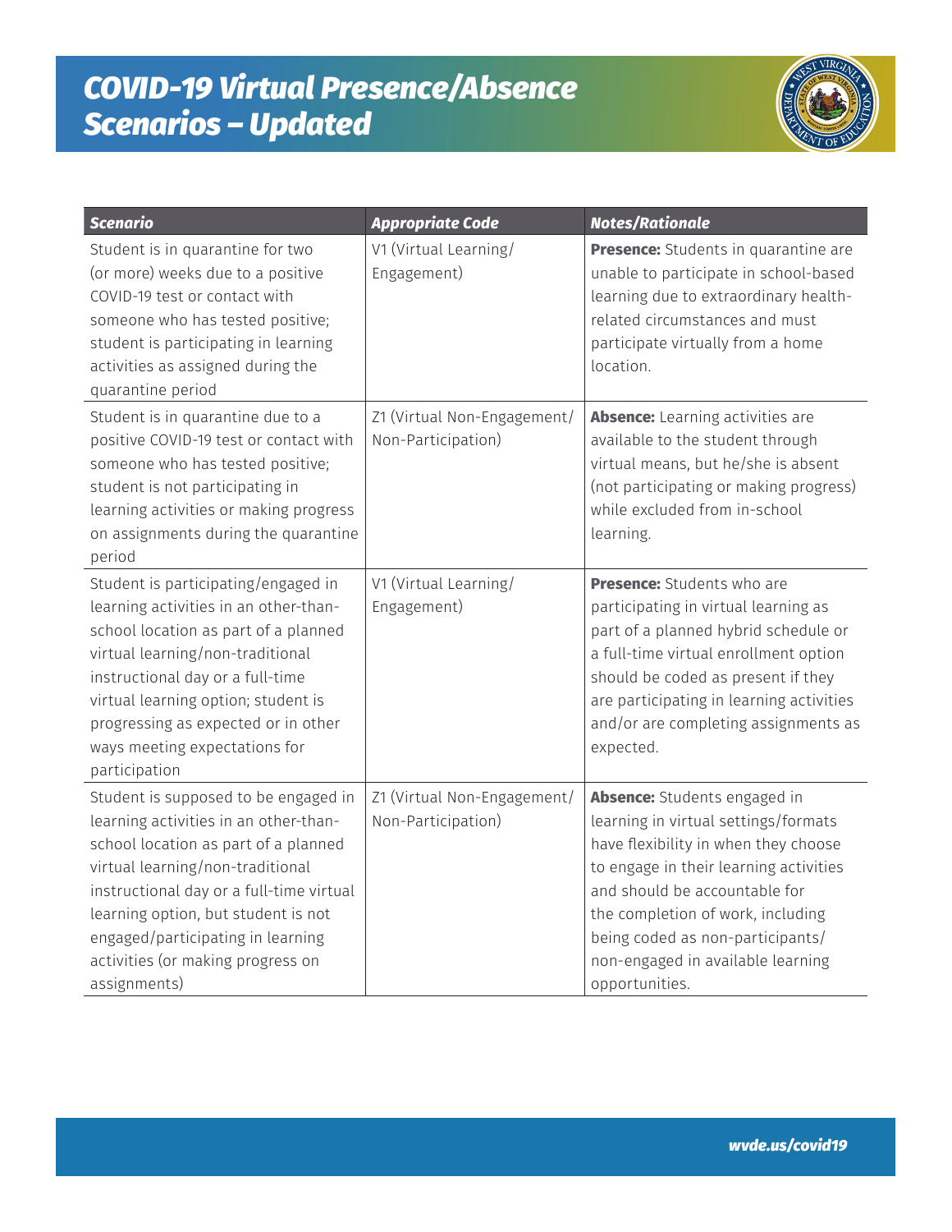# COVID-19 Virtual Presence/Absence Scenarios – Updated

| Scenario | Appropriate Code | Notes/Rationale |
| --- | --- | --- |
| Student is in quarantine for two (or more) weeks due to a positive COVID-19 test or contact with someone who has tested positive; student is participating in learning activities as assigned during the quarantine period | V1 (Virtual Learning/ Engagement) | **Presence:** Students in quarantine are unable to participate in school-based learning due to extraordinary health-related circumstances and must participate virtually from a home location. |
| Student is in quarantine due to a positive COVID-19 test or contact with someone who has tested positive; student is not participating in learning activities or making progress on assignments during the quarantine period | Z1 (Virtual Non-Engagement/ Non-Participation) | **Absence:** Learning activities are available to the student through virtual means, but he/she is absent (not participating or making progress) while excluded from in-school learning. |
| Student is participating/engaged in learning activities in an other-than-school location as part of a planned virtual learning/non-traditional instructional day or a full-time virtual learning option; student is progressing as expected or in other ways meeting expectations for participation | V1 (Virtual Learning/ Engagement) | **Presence:** Students who are participating in virtual learning as part of a planned hybrid schedule or a full-time virtual enrollment option should be coded as present if they are participating in learning activities and/or are completing assignments as expected. |
| Student is supposed to be engaged in learning activities in an other-than-school location as part of a planned virtual learning/non-traditional instructional day or a full-time virtual learning option, but student is not engaged/participating in learning activities (or making progress on assignments) | Z1 (Virtual Non-Engagement/ Non-Participation) | **Absence:** Students engaged in learning in virtual settings/formats have flexibility in when they choose to engage in their learning activities and should be accountable for the completion of work, including being coded as non-participants/ non-engaged in available learning opportunities. |

*wvde.us/covid19*